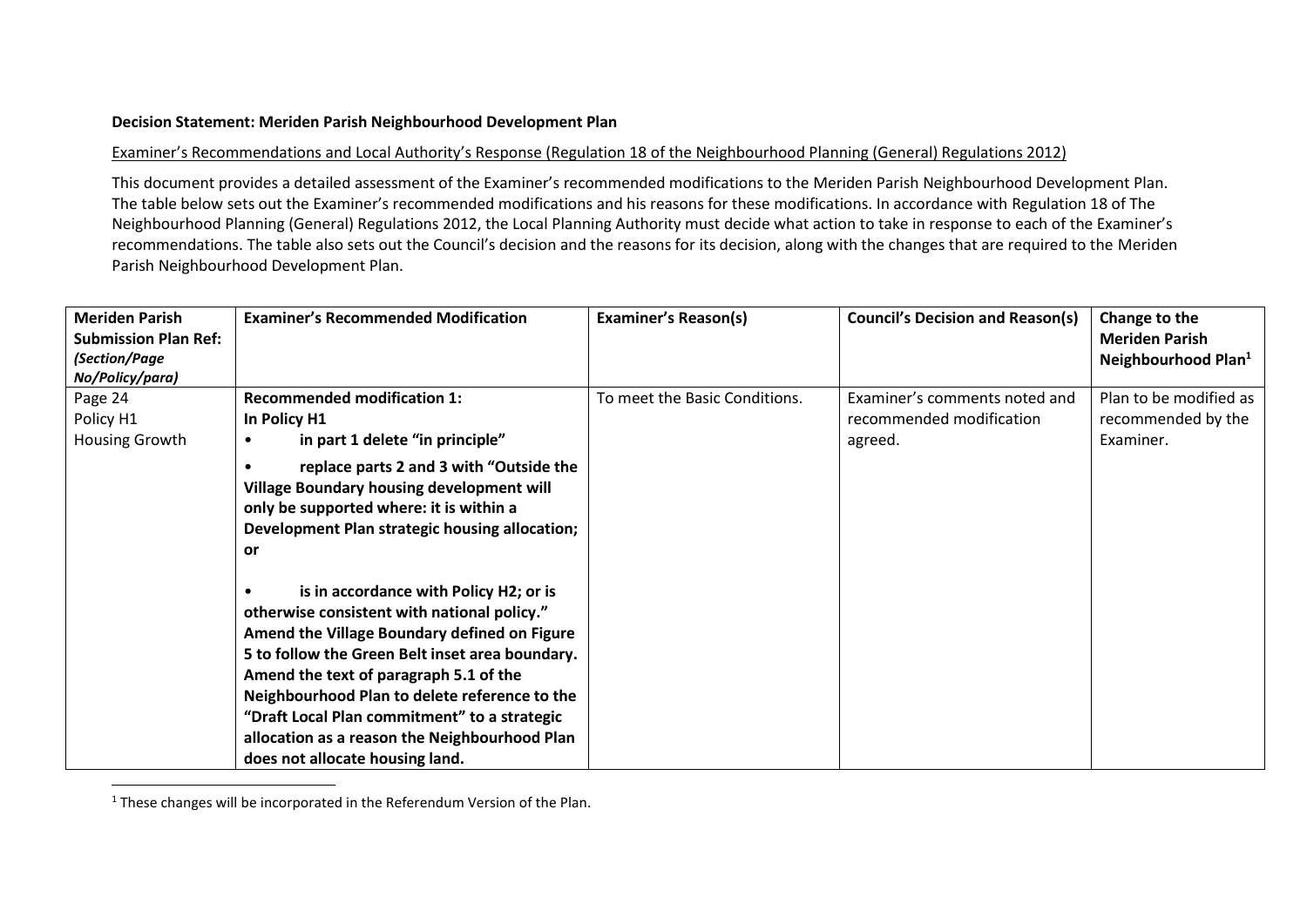**Decision Statement: Meriden Parish Neighbourhood Development Plan**

Examiner's Recommendations and Local Authority's Response (Regulation 18 of the Neighbourhood Planning (General) Regulations 2012)

This document provides a detailed assessment of the Examiner's recommended modifications to the Meriden Parish Neighbourhood Development Plan. The table below sets out the Examiner's recommended modifications and his reasons for these modifications. In accordance with Regulation 18 of The Neighbourhood Planning (General) Regulations 2012, the Local Planning Authority must decide what action to take in response to each of the Examiner's recommendations. The table also sets out the Council's decision and the reasons for its decision, along with the changes that are required to the Meriden Parish Neighbourhood Development Plan.

| **Meriden Parish Submission Plan Ref:** ***(Section/Page No/Policy/para)*** | **Examiner's Recommended Modification** | **Examiner's Reason(s)** | **Council's Decision and Reason(s)** | **Change to the Meriden Parish Neighbourhood Plan**[1] |
|---|---|---|---|---|
| Page 24<br>Policy H1<br>Housing Growth | **Recommended modification 1:**<br>**In Policy H1**<br>• **in part 1 delete "in principle"**<br>• **replace parts 2 and 3 with "Outside the Village Boundary housing development will only be supported where: it is within a Development Plan strategic housing allocation; or**<br>• **is in accordance with Policy H2; or is otherwise consistent with national policy."**<br>**Amend the Village Boundary defined on Figure 5 to follow the Green Belt inset area boundary.**<br>**Amend the text of paragraph 5.1 of the Neighbourhood Plan to delete reference to the "Draft Local Plan commitment" to a strategic allocation as a reason the Neighbourhood Plan does not allocate housing land.** | To meet the Basic Conditions. | Examiner's comments noted and recommended modification agreed. | Plan to be modified as recommended by the Examiner. |

[1] These changes will be incorporated in the Referendum Version of the Plan.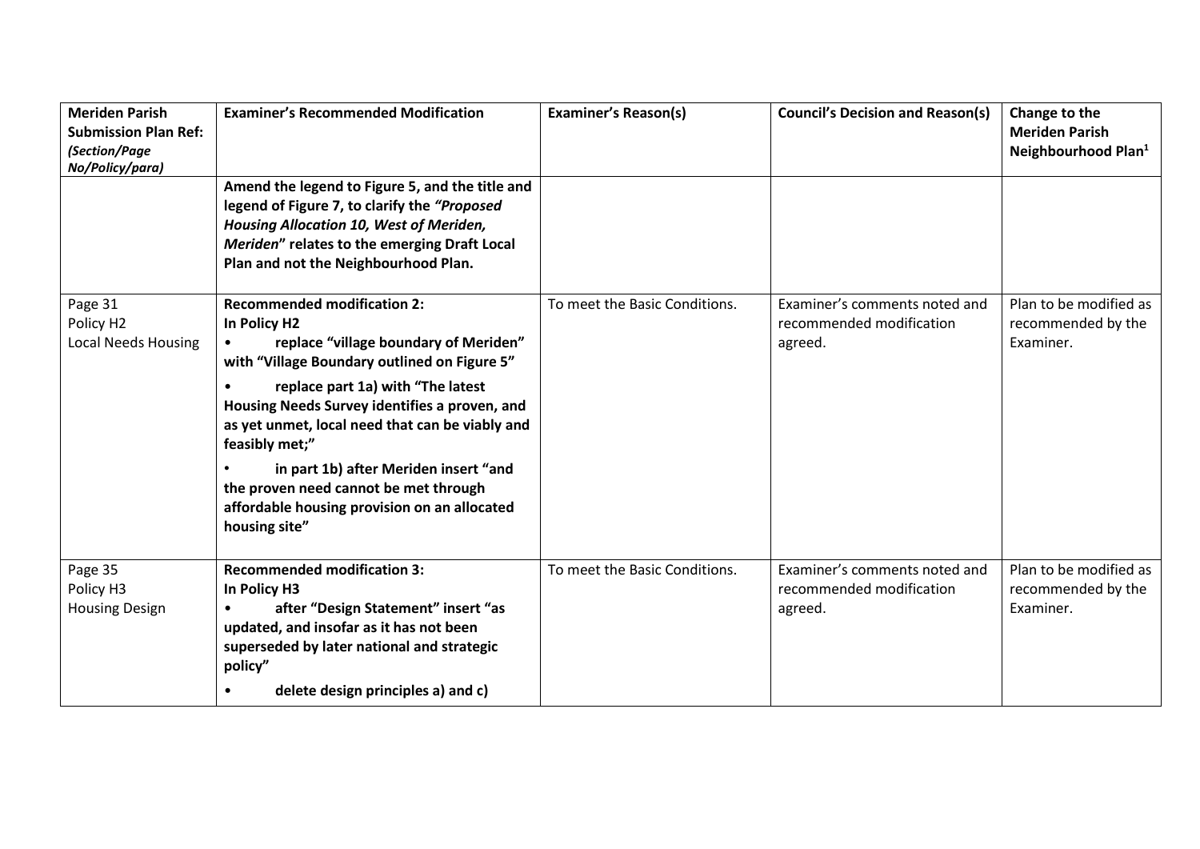| **Meriden Parish Submission Plan Ref:** ***(Section/Page No/Policy/para)*** | **Examiner's Recommended Modification** | **Examiner's Reason(s)** | **Council's Decision and Reason(s)** | **Change to the Meriden Parish Neighbourhood Plan[1]** |
|---|---|---|---|---|
| | **Amend the legend to Figure 5, and the title and legend of Figure 7, to clarify the *"Proposed Housing Allocation 10, West of Meriden, Meriden"* relates to the emerging Draft Local Plan and not the Neighbourhood Plan.** | | | |
| Page 31<br>Policy H2<br>Local Needs Housing | **Recommended modification 2:**<br>**In Policy H2**<br>• **replace "village boundary of Meriden" with "Village Boundary outlined on Figure 5"**<br>• **replace part 1a) with "The latest Housing Needs Survey identifies a proven, and as yet unmet, local need that can be viably and feasibly met;"**<br>• **in part 1b) after Meriden insert "and the proven need cannot be met through affordable housing provision on an allocated housing site"** | To meet the Basic Conditions. | Examiner's comments noted and recommended modification agreed. | Plan to be modified as recommended by the Examiner. |
| Page 35<br>Policy H3<br>Housing Design | **Recommended modification 3:**<br>**In Policy H3**<br>• **after "Design Statement" insert "as updated, and insofar as it has not been superseded by later national and strategic policy"**<br>• **delete design principles a) and c)** | To meet the Basic Conditions. | Examiner's comments noted and recommended modification agreed. | Plan to be modified as recommended by the Examiner. |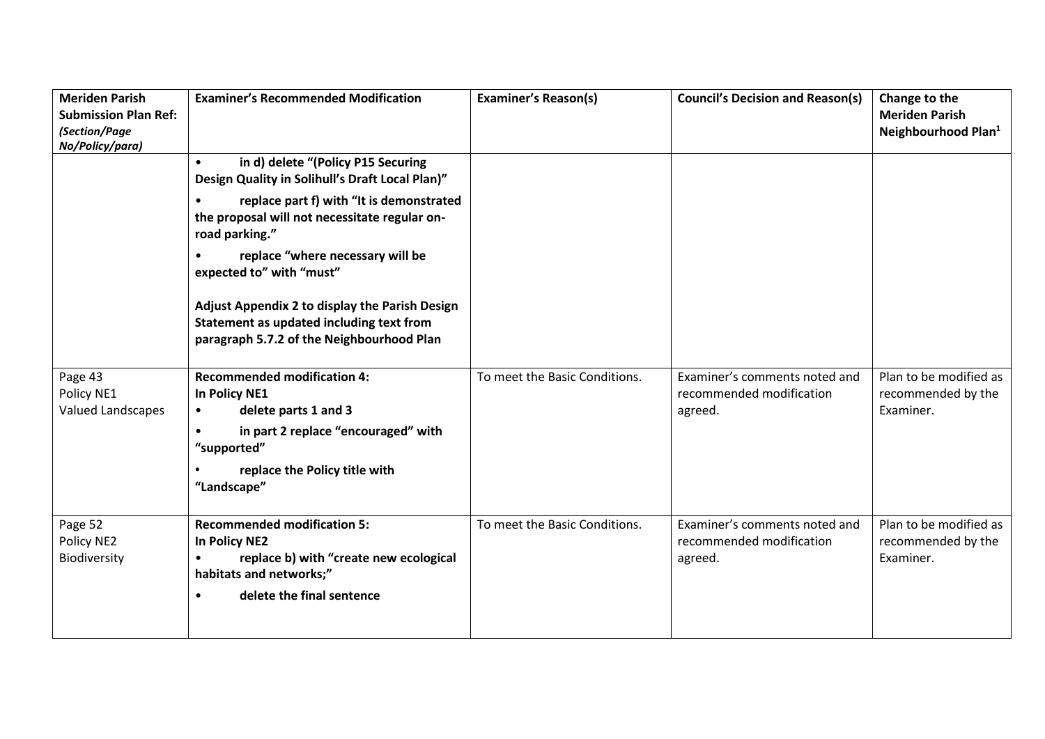| **Meriden Parish Submission Plan Ref:** ***(Section/Page No/Policy/para)*** | **Examiner's Recommended Modification** | **Examiner's Reason(s)** | **Council's Decision and Reason(s)** | **Change to the Meriden Parish Neighbourhood Plan[1]** |
|---|---|---|---|---|
| | • **in d) delete "(Policy P15 Securing Design Quality in Solihull's Draft Local Plan)"**<br>• **replace part f) with "It is demonstrated the proposal will not necessitate regular on-road parking."**<br>• **replace "where necessary will be expected to" with "must"**<br><br>**Adjust Appendix 2 to display the Parish Design Statement as updated including text from paragraph 5.7.2 of the Neighbourhood Plan** | | | |
| Page 43<br>Policy NE1<br>Valued Landscapes | **Recommended modification 4:**<br>**In Policy NE1**<br>• **delete parts 1 and 3**<br>• **in part 2 replace "encouraged" with "supported"**<br>• **replace the Policy title with "Landscape"** | To meet the Basic Conditions. | Examiner's comments noted and recommended modification agreed. | Plan to be modified as recommended by the Examiner. |
| Page 52<br>Policy NE2<br>Biodiversity | **Recommended modification 5:**<br>**In Policy NE2**<br>• **replace b) with "create new ecological habitats and networks;"**<br>• **delete the final sentence** | To meet the Basic Conditions. | Examiner's comments noted and recommended modification agreed. | Plan to be modified as recommended by the Examiner. |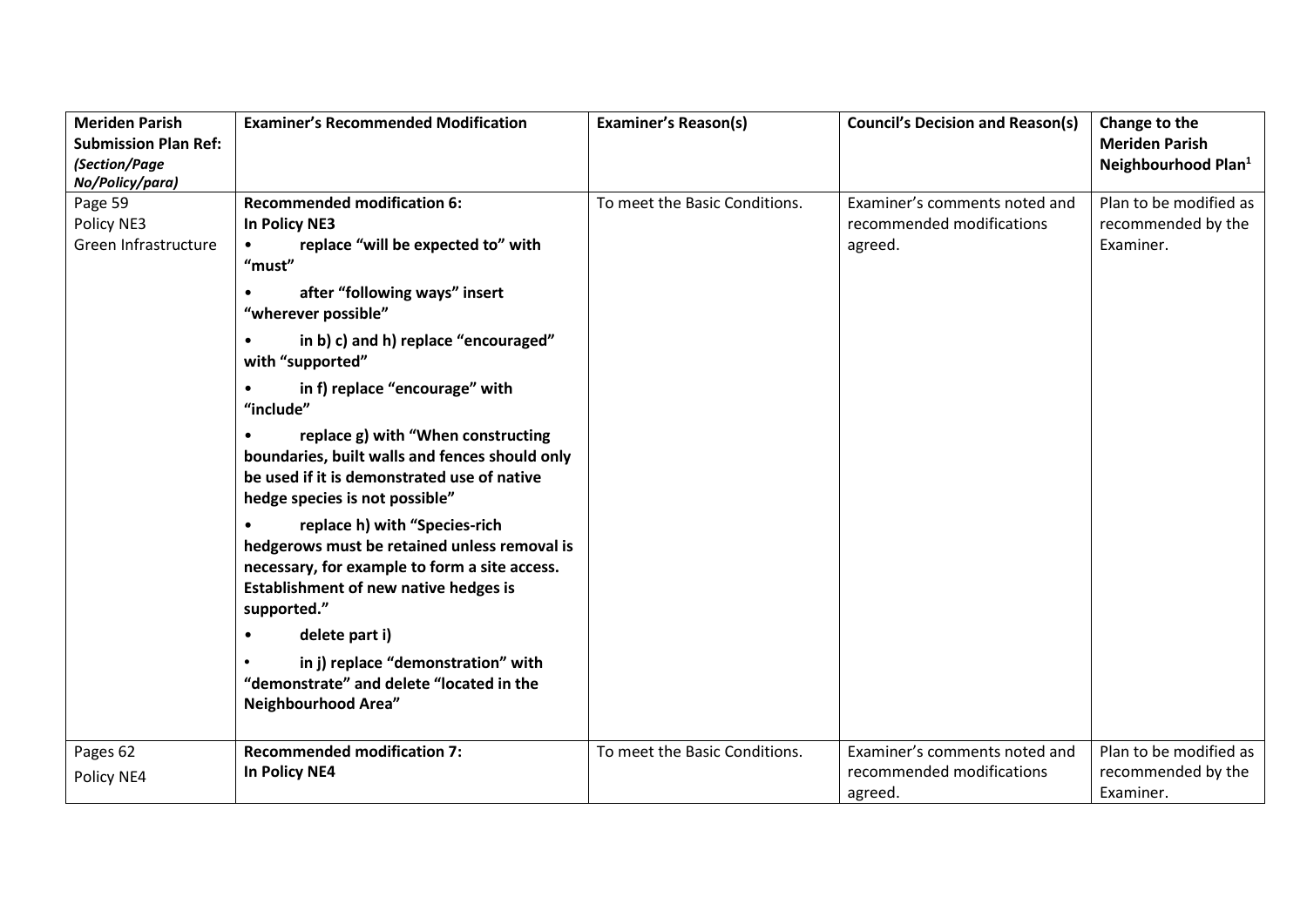| **Meriden Parish Submission Plan Ref:** ***(Section/Page No/Policy/para)*** | **Examiner's Recommended Modification** | **Examiner's Reason(s)** | **Council's Decision and Reason(s)** | **Change to the Meriden Parish Neighbourhood Plan[1]** |
|---|---|---|---|---|
| Page 59<br>Policy NE3<br>Green Infrastructure | **Recommended modification 6:**<br>**In Policy NE3**<br>• **replace "will be expected to" with "must"**<br>• **after "following ways" insert "wherever possible"**<br>• **in b) c) and h) replace "encouraged" with "supported"**<br>• **in f) replace "encourage" with "include"**<br>• **replace g) with "When constructing boundaries, built walls and fences should only be used if it is demonstrated use of native hedge species is not possible"**<br>• **replace h) with "Species-rich hedgerows must be retained unless removal is necessary, for example to form a site access. Establishment of new native hedges is supported."**<br>• **delete part i)**<br>• **in j) replace "demonstration" with "demonstrate" and delete "located in the Neighbourhood Area"** | To meet the Basic Conditions. | Examiner's comments noted and recommended modifications agreed. | Plan to be modified as recommended by the Examiner. |
| Pages 62<br>Policy NE4 | **Recommended modification 7:**<br>**In Policy NE4** | To meet the Basic Conditions. | Examiner's comments noted and recommended modifications agreed. | Plan to be modified as recommended by the Examiner. |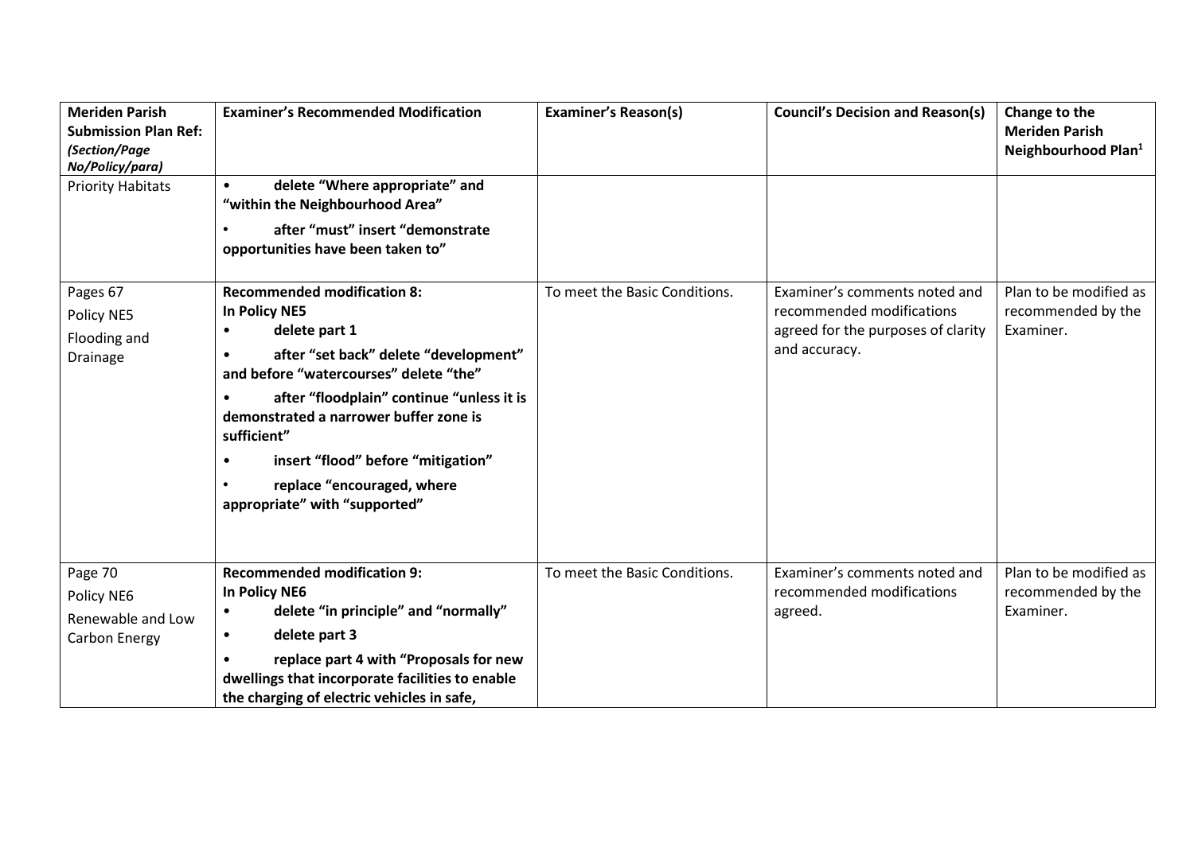| **Meriden Parish Submission Plan Ref:** ***(Section/Page No/Policy/para)*** | **Examiner's Recommended Modification** | **Examiner's Reason(s)** | **Council's Decision and Reason(s)** | **Change to the Meriden Parish Neighbourhood Plan[1]** |
|---|---|---|---|---|
| Priority Habitats | • **delete "Where appropriate" and "within the Neighbourhood Area"** <br> • **after "must" insert "demonstrate opportunities have been taken to"** | | | |
| Pages 67 <br> Policy NE5 <br> Flooding and Drainage | **Recommended modification 8:** <br> **In Policy NE5** <br> • **delete part 1** <br> • **after "set back" delete "development" and before "watercourses" delete "the"** <br> • **after "floodplain" continue "unless it is demonstrated a narrower buffer zone is sufficient"** <br> • **insert "flood" before "mitigation"** <br> • **replace "encouraged, where appropriate" with "supported"** | To meet the Basic Conditions. | Examiner's comments noted and recommended modifications agreed for the purposes of clarity and accuracy. | Plan to be modified as recommended by the Examiner. |
| Page 70 <br> Policy NE6 <br> Renewable and Low Carbon Energy | **Recommended modification 9:** <br> **In Policy NE6** <br> • **delete "in principle" and "normally"** <br> • **delete part 3** <br> • **replace part 4 with "Proposals for new dwellings that incorporate facilities to enable the charging of electric vehicles in safe,** | To meet the Basic Conditions. | Examiner's comments noted and recommended modifications agreed. | Plan to be modified as recommended by the Examiner. |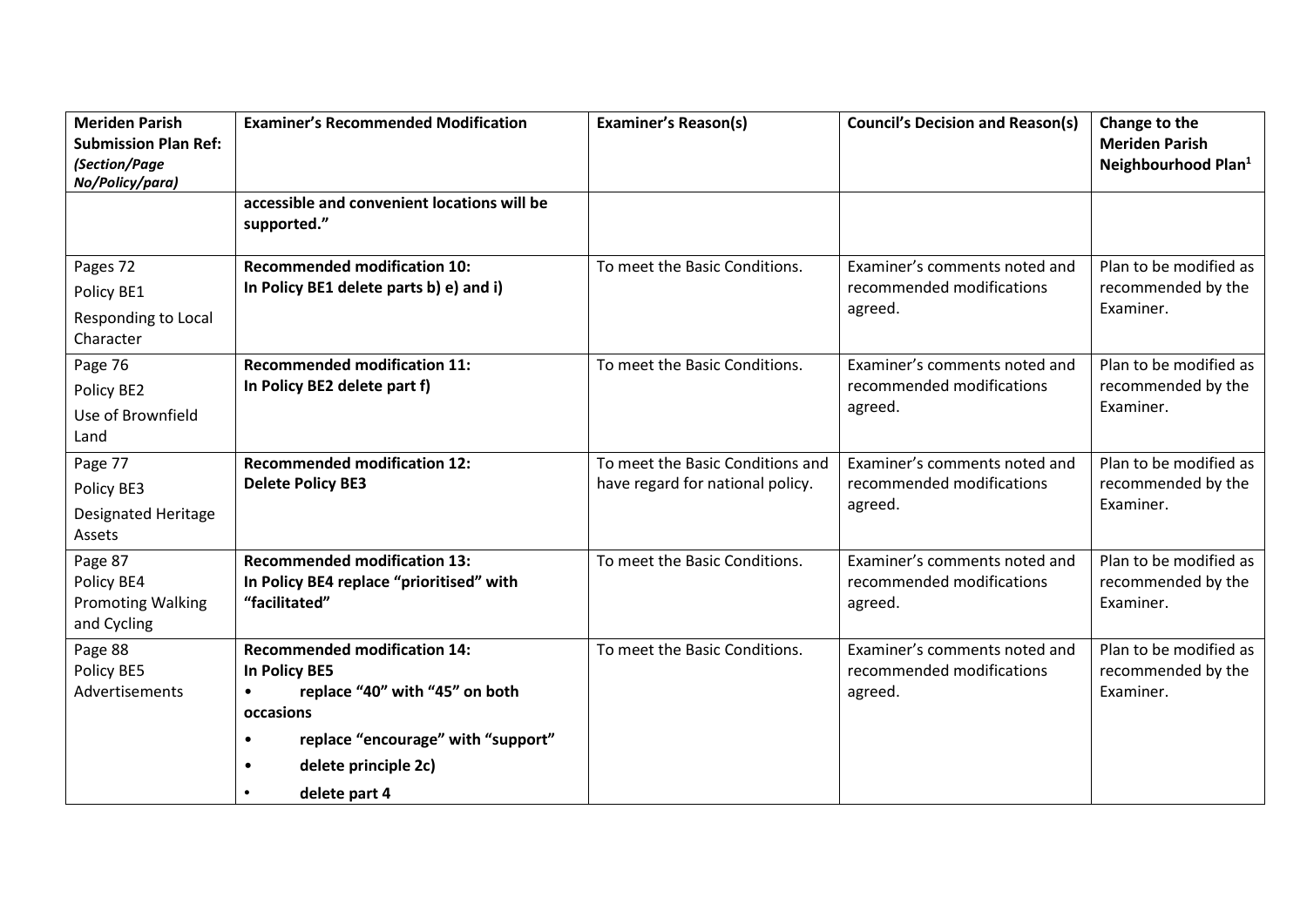| Meriden Parish Submission Plan Ref: *(Section/Page No/Policy/para)* | Examiner's Recommended Modification | Examiner's Reason(s) | Council's Decision and Reason(s) | Change to the Meriden Parish Neighbourhood Plan[1] |
|---|---|---|---|---|
| | **accessible and convenient locations will be supported."** | | | |
| Pages 72<br>Policy BE1<br>Responding to Local Character | **Recommended modification 10:**<br>**In Policy BE1 delete parts b) e) and i)** | To meet the Basic Conditions. | Examiner's comments noted and recommended modifications agreed. | Plan to be modified as recommended by the Examiner. |
| Page 76<br>Policy BE2<br>Use of Brownfield Land | **Recommended modification 11:**<br>**In Policy BE2 delete part f)** | To meet the Basic Conditions. | Examiner's comments noted and recommended modifications agreed. | Plan to be modified as recommended by the Examiner. |
| Page 77<br>Policy BE3<br>Designated Heritage Assets | **Recommended modification 12:**<br>**Delete Policy BE3** | To meet the Basic Conditions and have regard for national policy. | Examiner's comments noted and recommended modifications agreed. | Plan to be modified as recommended by the Examiner. |
| Page 87<br>Policy BE4<br>Promoting Walking and Cycling | **Recommended modification 13:**<br>**In Policy BE4 replace "prioritised" with "facilitated"** | To meet the Basic Conditions. | Examiner's comments noted and recommended modifications agreed. | Plan to be modified as recommended by the Examiner. |
| Page 88<br>Policy BE5<br>Advertisements | **Recommended modification 14:**<br>**In Policy BE5**<br>• **replace "40" with "45" on both occasions**<br>• **replace "encourage" with "support"**<br>• **delete principle 2c)**<br>• **delete part 4** | To meet the Basic Conditions. | Examiner's comments noted and recommended modifications agreed. | Plan to be modified as recommended by the Examiner. |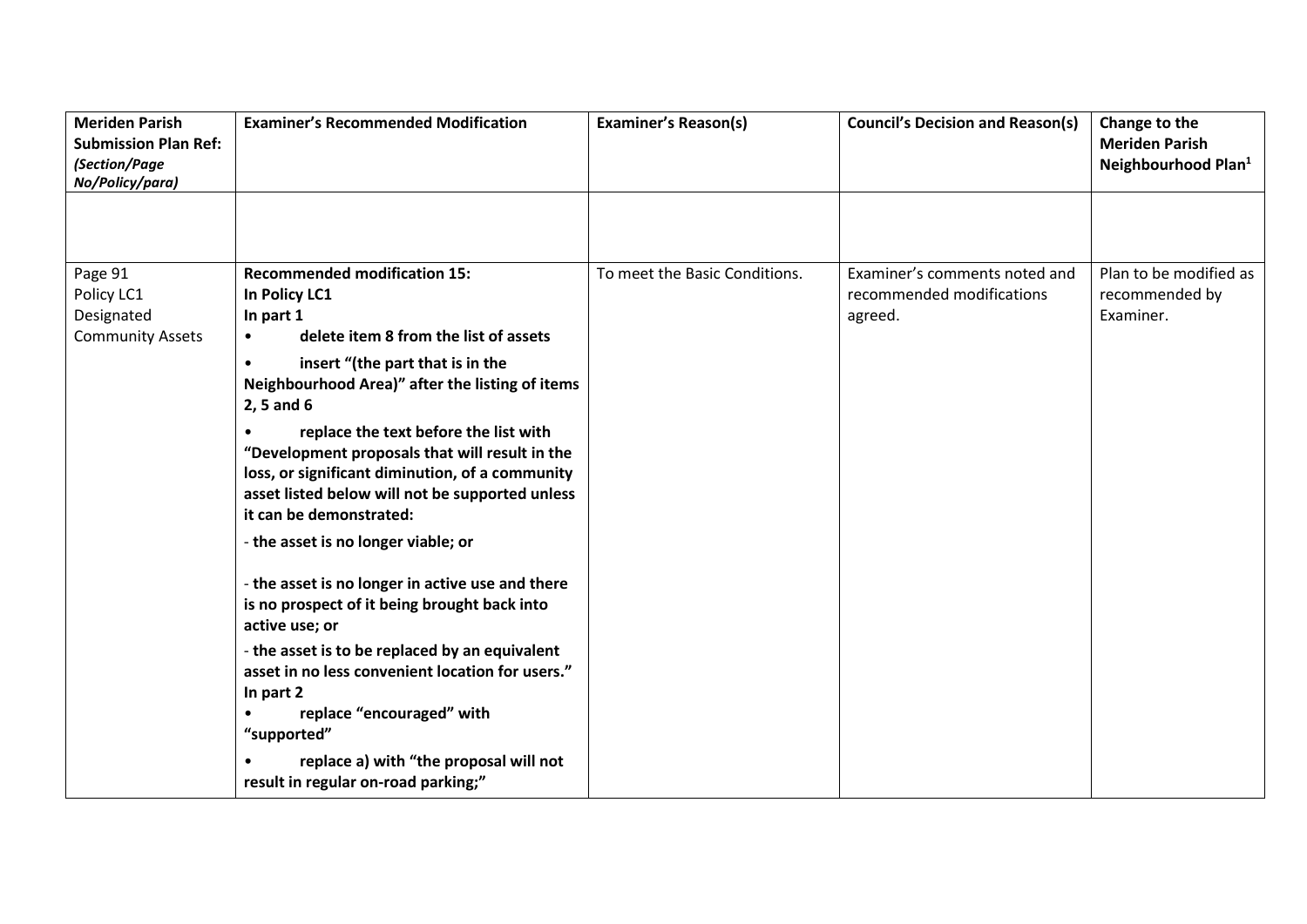| **Meriden Parish Submission Plan Ref:** ***(Section/Page No/Policy/para)*** | **Examiner's Recommended Modification** | **Examiner's Reason(s)** | **Council's Decision and Reason(s)** | **Change to the Meriden Parish Neighbourhood Plan[1]** |
|---|---|---|---|---|
| | | | | |
| Page 91<br>Policy LC1<br>Designated Community Assets | **Recommended modification 15:**<br>**In Policy LC1**<br>**In part 1**<br>• **delete item 8 from the list of assets**<br>• **insert "(the part that is in the Neighbourhood Area)" after the listing of items 2, 5 and 6**<br>• **replace the text before the list with "Development proposals that will result in the loss, or significant diminution, of a community asset listed below will not be supported unless it can be demonstrated:**<br>- **the asset is no longer viable; or**<br>- **the asset is no longer in active use and there is no prospect of it being brought back into active use; or**<br>- **the asset is to be replaced by an equivalent asset in no less convenient location for users."**<br>**In part 2**<br>• **replace "encouraged" with "supported"**<br>• **replace a) with "the proposal will not result in regular on-road parking;"** | To meet the Basic Conditions. | Examiner's comments noted and recommended modifications agreed. | Plan to be modified as recommended by Examiner. |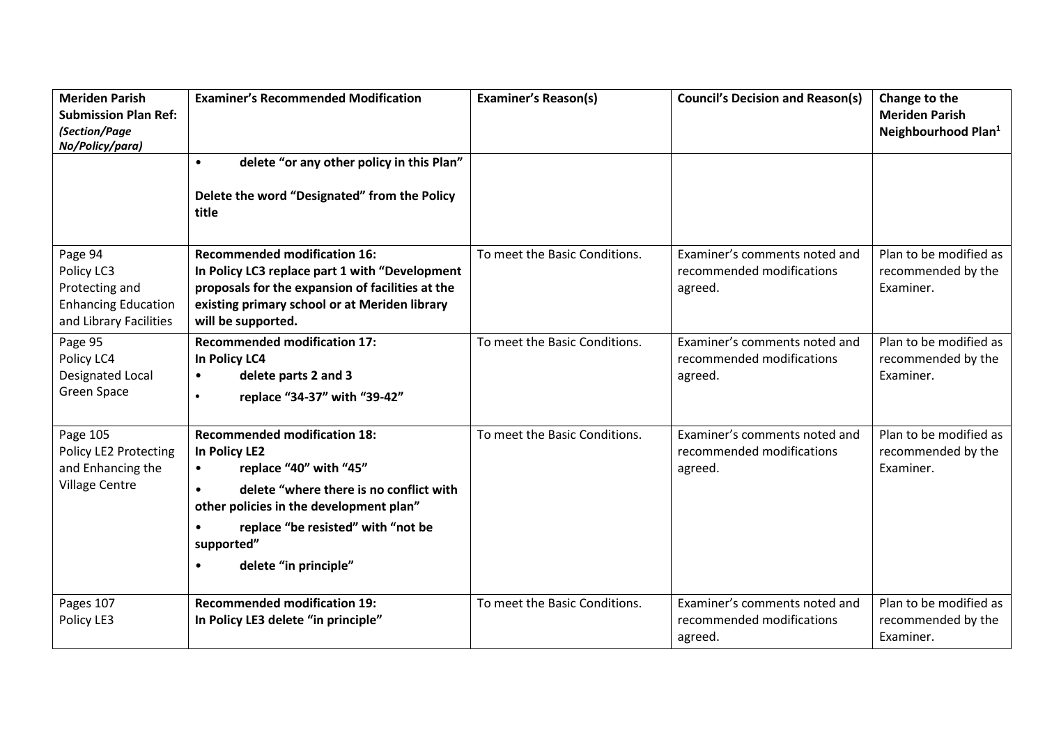| Meriden Parish Submission Plan Ref: *(Section/Page No/Policy/para)* | Examiner's Recommended Modification | Examiner's Reason(s) | Council's Decision and Reason(s) | Change to the Meriden Parish Neighbourhood Plan[1] |
|---|---|---|---|---|
| | • **delete "or any other policy in this Plan"**<br><br>**Delete the word "Designated" from the Policy title** | | | |
| Page 94 Policy LC3 Protecting and Enhancing Education and Library Facilities | **Recommended modification 16: In Policy LC3 replace part 1 with "Development proposals for the expansion of facilities at the existing primary school or at Meriden library will be supported.** | To meet the Basic Conditions. | Examiner's comments noted and recommended modifications agreed. | Plan to be modified as recommended by the Examiner. |
| Page 95 Policy LC4 Designated Local Green Space | **Recommended modification 17: In Policy LC4**<br>• **delete parts 2 and 3**<br>• **replace "34-37" with "39-42"** | To meet the Basic Conditions. | Examiner's comments noted and recommended modifications agreed. | Plan to be modified as recommended by the Examiner. |
| Page 105 Policy LE2 Protecting and Enhancing the Village Centre | **Recommended modification 18: In Policy LE2**<br>• **replace "40" with "45"**<br>• **delete "where there is no conflict with other policies in the development plan"**<br>• **replace "be resisted" with "not be supported"**<br>• **delete "in principle"** | To meet the Basic Conditions. | Examiner's comments noted and recommended modifications agreed. | Plan to be modified as recommended by the Examiner. |
| Pages 107 Policy LE3 | **Recommended modification 19: In Policy LE3 delete "in principle"** | To meet the Basic Conditions. | Examiner's comments noted and recommended modifications agreed. | Plan to be modified as recommended by the Examiner. |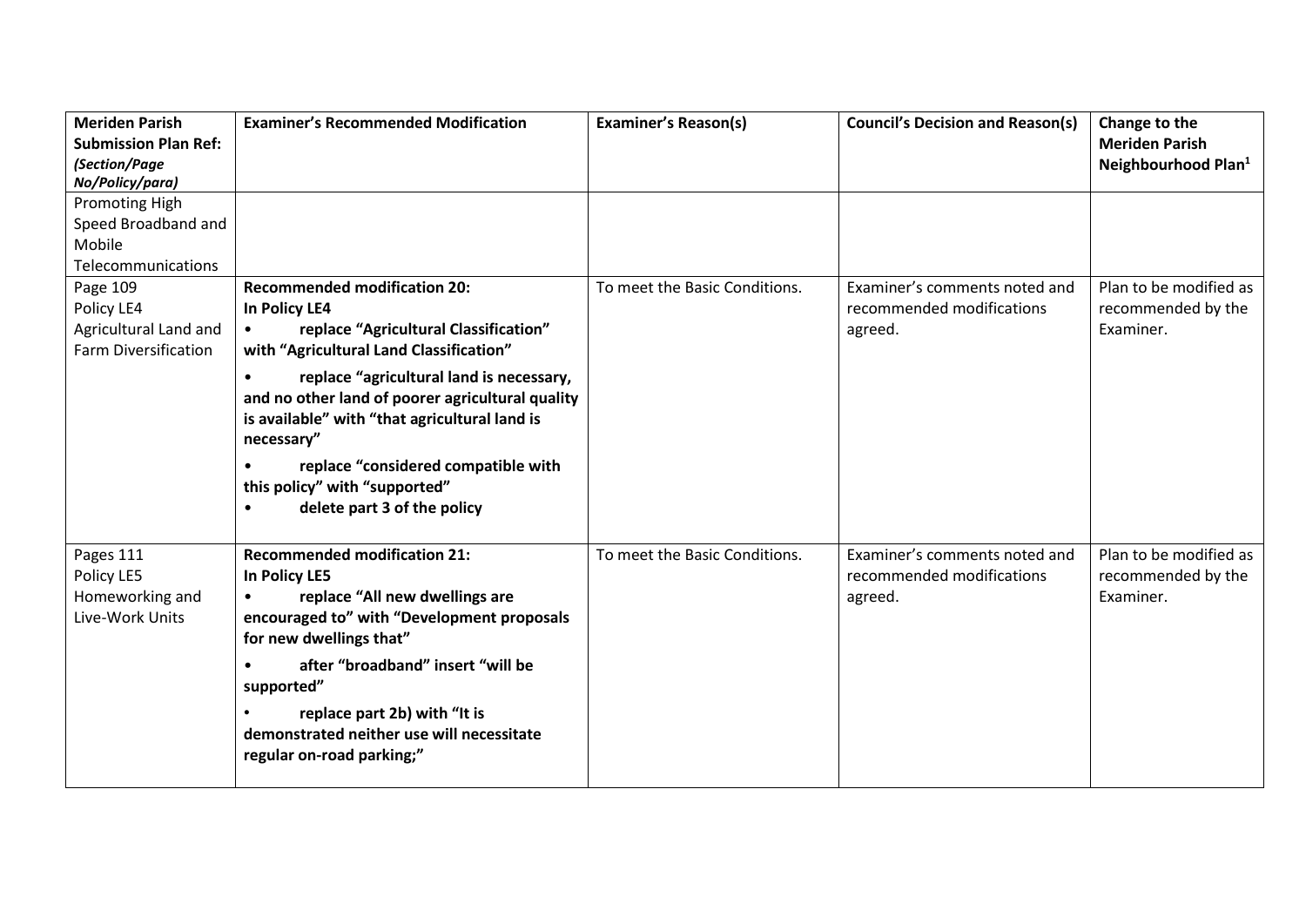| **Meriden Parish Submission Plan Ref:** ***(Section/Page No/Policy/para)*** | **Examiner's Recommended Modification** | **Examiner's Reason(s)** | **Council's Decision and Reason(s)** | **Change to the Meriden Parish Neighbourhood Plan**[1] |
|---|---|---|---|---|
| Promoting High Speed Broadband and Mobile Telecommunications | | | | |
| Page 109<br>Policy LE4<br>Agricultural Land and Farm Diversification | **Recommended modification 20:**<br>**In Policy LE4**<br>• **replace "Agricultural Classification" with "Agricultural Land Classification"**<br>• **replace "agricultural land is necessary, and no other land of poorer agricultural quality is available" with "that agricultural land is necessary"**<br>• **replace "considered compatible with this policy" with "supported"**<br>• **delete part 3 of the policy** | To meet the Basic Conditions. | Examiner's comments noted and recommended modifications agreed. | Plan to be modified as recommended by the Examiner. |
| Pages 111<br>Policy LE5<br>Homeworking and Live-Work Units | **Recommended modification 21:**<br>**In Policy LE5**<br>• **replace "All new dwellings are encouraged to" with "Development proposals for new dwellings that"**<br>• **after "broadband" insert "will be supported"**<br>• **replace part 2b) with "It is demonstrated neither use will necessitate regular on-road parking;"** | To meet the Basic Conditions. | Examiner's comments noted and recommended modifications agreed. | Plan to be modified as recommended by the Examiner. |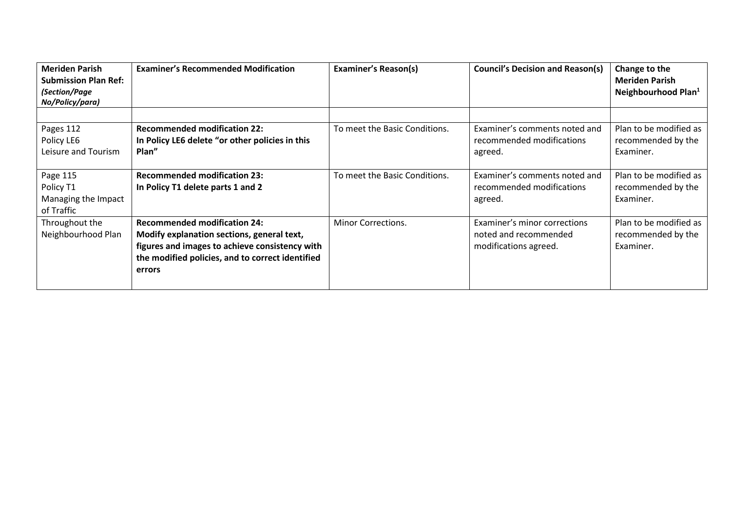| **Meriden Parish Submission Plan Ref:** ***(Section/Page No/Policy/para)*** | **Examiner's Recommended Modification** | **Examiner's Reason(s)** | **Council's Decision and Reason(s)** | **Change to the Meriden Parish Neighbourhood Plan[1]** |
|---|---|---|---|---|
| | | | | |
| Pages 112 Policy LE6 Leisure and Tourism | **Recommended modification 22: In Policy LE6 delete "or other policies in this Plan"** | To meet the Basic Conditions. | Examiner's comments noted and recommended modifications agreed. | Plan to be modified as recommended by the Examiner. |
| Page 115 Policy T1 Managing the Impact of Traffic | **Recommended modification 23: In Policy T1 delete parts 1 and 2** | To meet the Basic Conditions. | Examiner's comments noted and recommended modifications agreed. | Plan to be modified as recommended by the Examiner. |
| Throughout the Neighbourhood Plan | **Recommended modification 24: Modify explanation sections, general text, figures and images to achieve consistency with the modified policies, and to correct identified errors** | Minor Corrections. | Examiner's minor corrections noted and recommended modifications agreed. | Plan to be modified as recommended by the Examiner. |